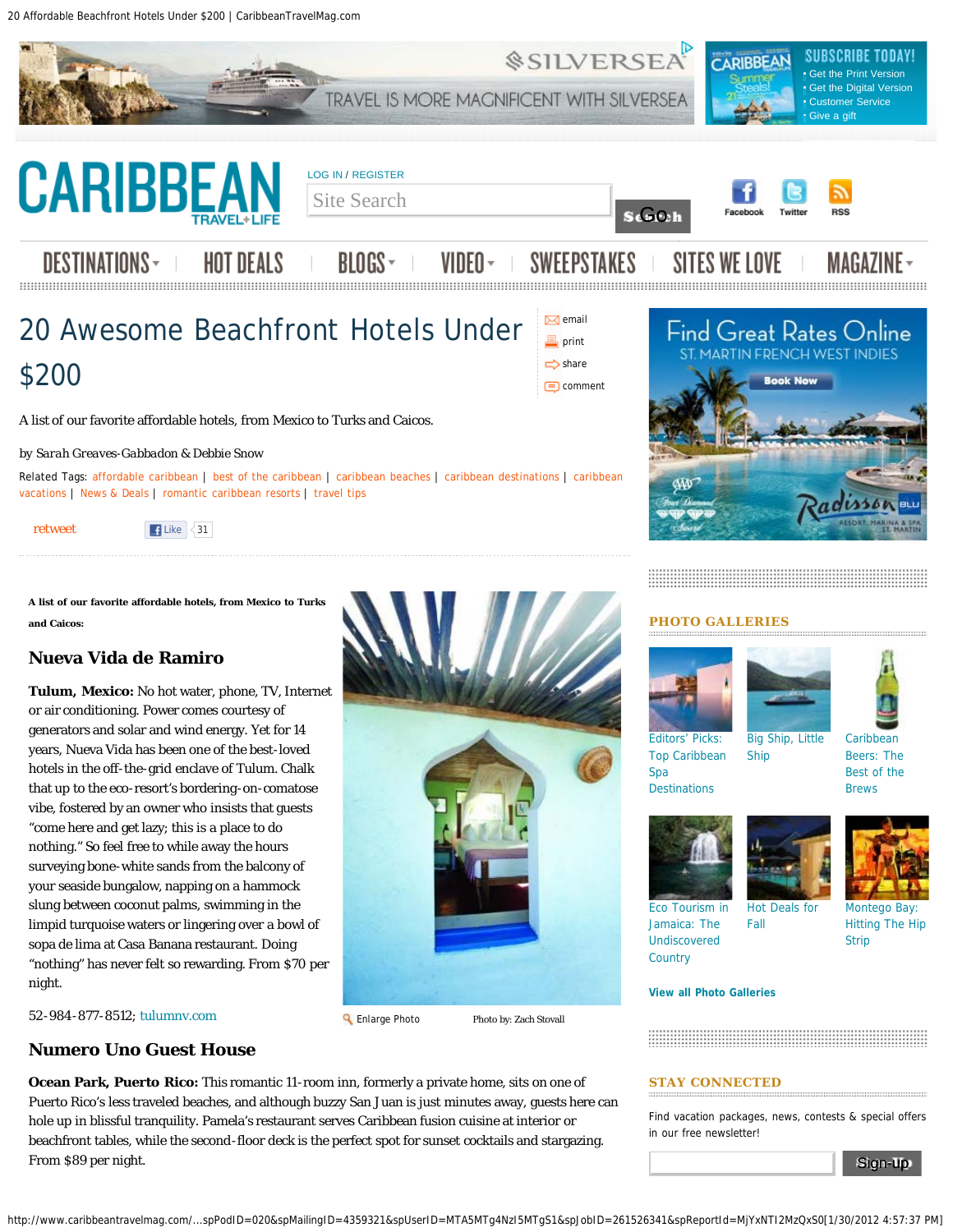# 20 Awesome Beachfront Hotels Under $200

A list of our favorite affordable hotels, from Mexico to Turks and Caicos.

by Sarah Greaves-Gabbadon & Debbie Snow

Related Tags: affordable caribbean | best of the caribbean | caribbean beaches | caribbean destinations | caribbean vacations | News & Deals | romantic caribbean resorts | travel tips

**A list of our favorite affordable hotels, from Mexico to Turks and Caicos:**

## Nueva Vida de Ramiro

**Tulum, Mexico:** No hot water, phone, TV, Internet or air conditioning. Power comes courtesy of generators and solar and wind energy. Yet for 14 years, Nueva Vida has been one of the best-loved hotels in the off-the-grid enclave of Tulum. Chalk that up to the eco-resort's bordering-on-comatose vibe, fostered by an owner who insists that guests "come here and get lazy; this is a place to do nothing." So feel free to while away the hours surveying bone-white sands from the balcony of your seaside bungalow, napping on a hammock slung between coconut palms, swimming in the limpid turquoise waters or lingering over a bowl of sopa de lima at Casa Banana restaurant. Doing "nothing" has never felt so rewarding. From $70 per night.

52-984-877-8512; tulumnv.com

Photo by: Zach Stovall

## Numero Uno Guest House

**Ocean Park, Puerto Rico:** This romantic 11-room inn, formerly a private home, sits on one of Puerto Rico's less traveled beaches, and although buzzy San Juan is just minutes away, guests here can hole up in blissful tranquility. Pamela's restaurant serves Caribbean fusion cuisine at interior or beachfront tables, while the second-floor deck is the perfect spot for sunset cocktails and stargazing. From $89 per night.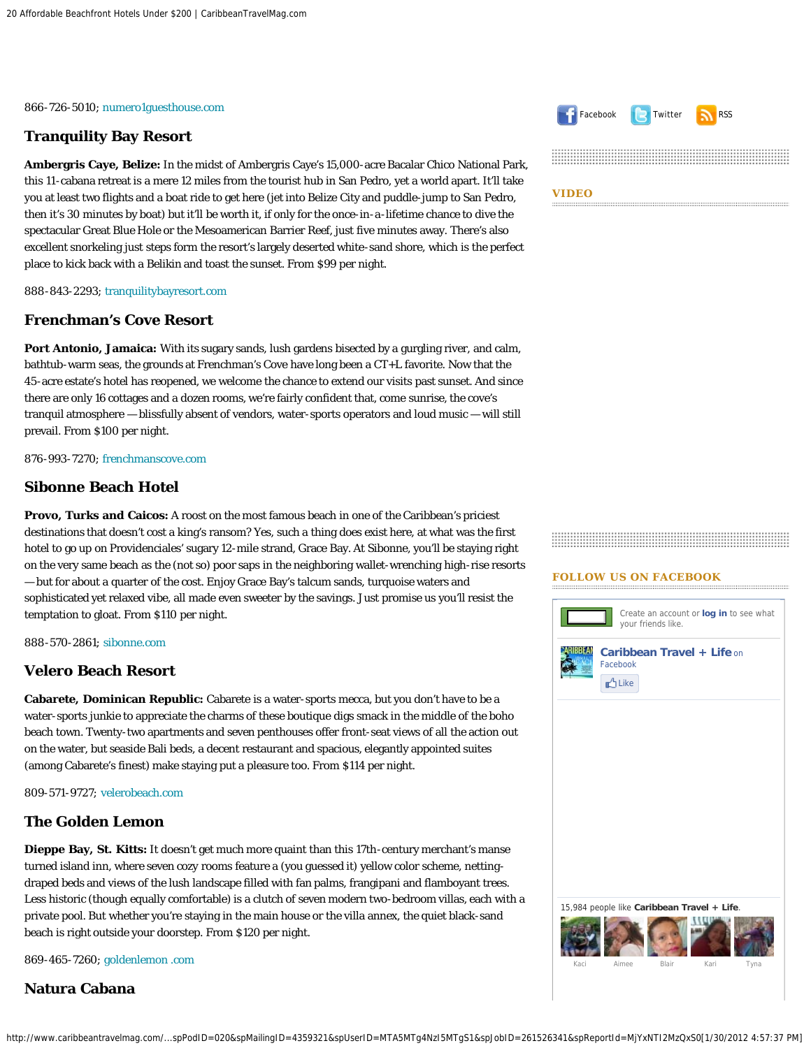866-726-5010; numero1guesthouse.com

## Tranquility Bay Resort

**Ambergris Caye, Belize:** In the midst of Ambergris Caye's 15,000-acre Bacalar Chico National Park, this 11-cabana retreat is a mere 12 miles from the tourist hub in San Pedro, yet a world apart. It'll take you at least two flights and a boat ride to get here (jet into Belize City and puddle-jump to San Pedro, then it's 30 minutes by boat) but it'll be worth it, if only for the once-in-a-lifetime chance to dive the spectacular Great Blue Hole or the Mesoamerican Barrier Reef, just five minutes away. There's also excellent snorkeling just steps form the resort's largely deserted white-sand shore, which is the perfect place to kick back with a Belikin and toast the sunset. From $99 per night.

888-843-2293; tranquilitybayresort.com

## Frenchman's Cove Resort

**Port Antonio, Jamaica:** With its sugary sands, lush gardens bisected by a gurgling river, and calm, bathtub-warm seas, the grounds at Frenchman's Cove have long been a CT+L favorite. Now that the 45-acre estate's hotel has reopened, we welcome the chance to extend our visits past sunset. And since there are only 16 cottages and a dozen rooms, we're fairly confident that, come sunrise, the cove's tranquil atmosphere — blissfully absent of vendors, water-sports operators and loud music — will still prevail. From $100 per night.

876-993-7270; frenchmanscove.com

## Sibonne Beach Hotel

**Provo, Turks and Caicos:** A roost on the most famous beach in one of the Caribbean's priciest destinations that doesn't cost a king's ransom? Yes, such a thing does exist here, at what was the first hotel to go up on Providenciales' sugary 12-mile strand, Grace Bay. At Sibonne, you'll be staying right on the very same beach as the (not so) poor saps in the neighboring wallet-wrenching high-rise resorts — but for about a quarter of the cost. Enjoy Grace Bay's talcum sands, turquoise waters and sophisticated yet relaxed vibe, all made even sweeter by the savings. Just promise us you'll resist the temptation to gloat. From $110 per night.

888-570-2861; sibonne.com

## Velero Beach Resort

**Cabarete, Dominican Republic:** Cabarete is a water-sports mecca, but you don't have to be a water-sports junkie to appreciate the charms of these boutique digs smack in the middle of the boho beach town. Twenty-two apartments and seven penthouses offer front-seat views of all the action out on the water, but seaside Bali beds, a decent restaurant and spacious, elegantly appointed suites (among Cabarete's finest) make staying put a pleasure too. From $114 per night.

809-571-9727; velerobeach.com

## The Golden Lemon

**Dieppe Bay, St. Kitts:** It doesn't get much more quaint than this 17th-century merchant's manse turned island inn, where seven cozy rooms feature a (you guessed it) yellow color scheme, netting-draped beds and views of the lush landscape filled with fan palms, frangipani and flamboyant trees. Less historic (though equally comfortable) is a clutch of seven modern two-bedroom villas, each with a private pool. But whether you're staying in the main house or the villa annex, the quiet black-sand beach is right outside your doorstep. From $120 per night.

869-465-7260; goldenlemon .com

## Natura Cabana

Facebook Twitter RSS

VIDEO

FOLLOW US ON FACEBOOK

Create an account or **log in** to see what your friends like.

**Caribbean Travel + Life** on Facebook

Like

15,984 people like **Caribbean Travel + Life**.

Kaci Aimee Blair Kari Tyna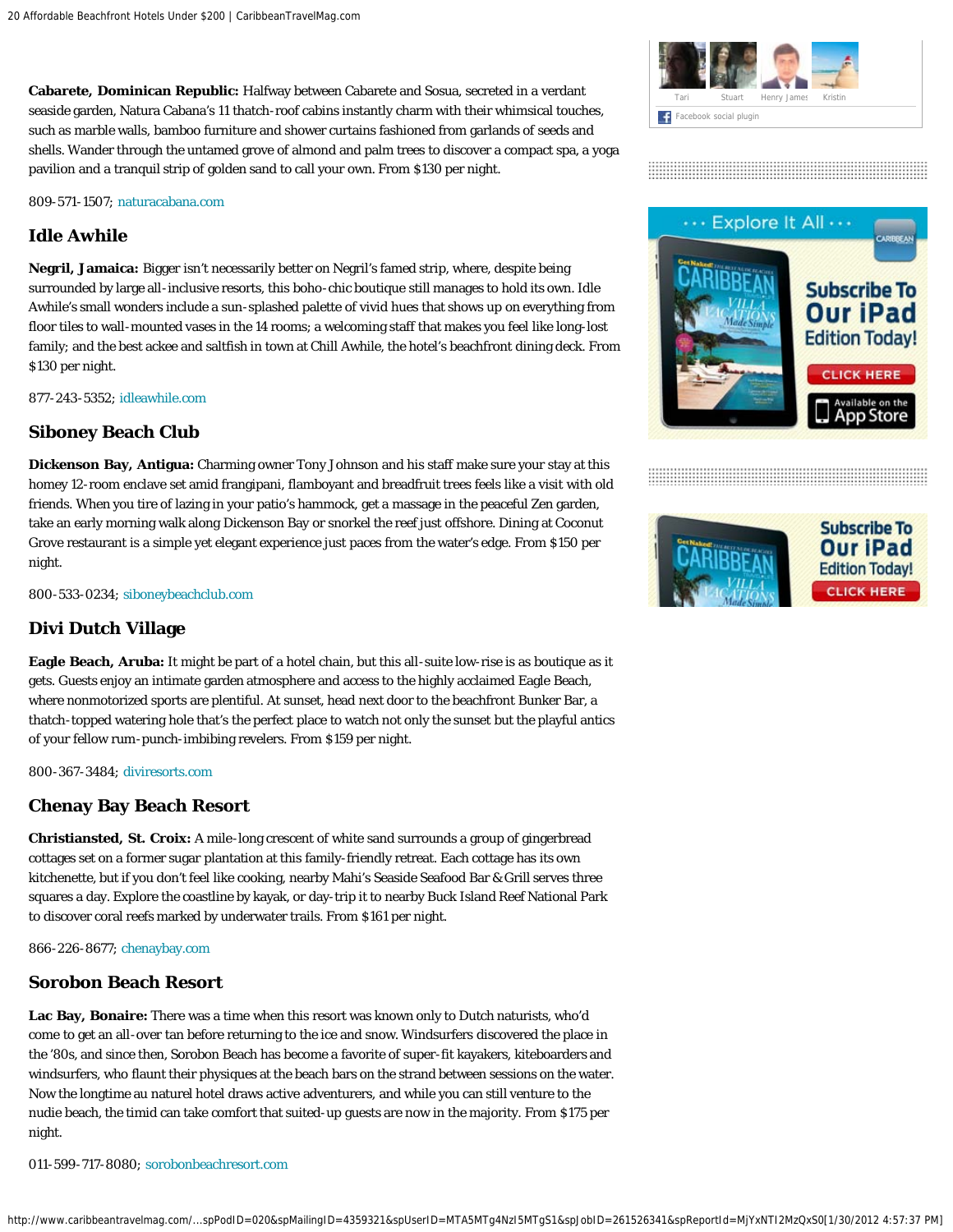**Cabarete, Dominican Republic:** Halfway between Cabarete and Sosua, secreted in a verdant seaside garden, Natura Cabana's 11 thatch-roof cabins instantly charm with their whimsical touches, such as marble walls, bamboo furniture and shower curtains fashioned from garlands of seeds and shells. Wander through the untamed grove of almond and palm trees to discover a compact spa, a yoga pavilion and a tranquil strip of golden sand to call your own. From $130 per night.

809-571-1507; naturacabana.com

## Idle Awhile

**Negril, Jamaica:** Bigger isn't necessarily better on Negril's famed strip, where, despite being surrounded by large all-inclusive resorts, this boho-chic boutique still manages to hold its own. Idle Awhile's small wonders include a sun-splashed palette of vivid hues that shows up on everything from floor tiles to wall-mounted vases in the 14 rooms; a welcoming staff that makes you feel like long-lost family; and the best ackee and saltfish in town at Chill Awhile, the hotel's beachfront dining deck. From $130 per night.

877-243-5352; idleawhile.com

## Siboney Beach Club

**Dickenson Bay, Antigua:** Charming owner Tony Johnson and his staff make sure your stay at this homey 12-room enclave set amid frangipani, flamboyant and breadfruit trees feels like a visit with old friends. When you tire of lazing in your patio's hammock, get a massage in the peaceful Zen garden, take an early morning walk along Dickenson Bay or snorkel the reef just offshore. Dining at Coconut Grove restaurant is a simple yet elegant experience just paces from the water's edge. From $150 per night.

800-533-0234; siboneybeachclub.com

## Divi Dutch Village

**Eagle Beach, Aruba:** It might be part of a hotel chain, but this all-suite low-rise is as boutique as it gets. Guests enjoy an intimate garden atmosphere and access to the highly acclaimed Eagle Beach, where nonmotorized sports are plentiful. At sunset, head next door to the beachfront Bunker Bar, a thatch-topped watering hole that's the perfect place to watch not only the sunset but the playful antics of your fellow rum-punch-imbibing revelers. From $159 per night.

800-367-3484; diviresorts.com

## Chenay Bay Beach Resort

**Christiansted, St. Croix:** A mile-long crescent of white sand surrounds a group of gingerbread cottages set on a former sugar plantation at this family-friendly retreat. Each cottage has its own kitchenette, but if you don't feel like cooking, nearby Mahi's Seaside Seafood Bar & Grill serves three squares a day. Explore the coastline by kayak, or day-trip it to nearby Buck Island Reef National Park to discover coral reefs marked by underwater trails. From $161 per night.

866-226-8677; chenaybay.com

## Sorobon Beach Resort

**Lac Bay, Bonaire:** There was a time when this resort was known only to Dutch naturists, who'd come to get an all-over tan before returning to the ice and snow. Windsurfers discovered the place in the '80s, and since then, Sorobon Beach has become a favorite of super-fit kayakers, kiteboarders and windsurfers, who flaunt their physiques at the beach bars on the strand between sessions on the water. Now the longtime au naturel hotel draws active adventurers, and while you can still venture to the nudie beach, the timid can take comfort that suited-up guests are now in the majority. From $175 per night.

011-599-717-8080; sorobonbeachresort.com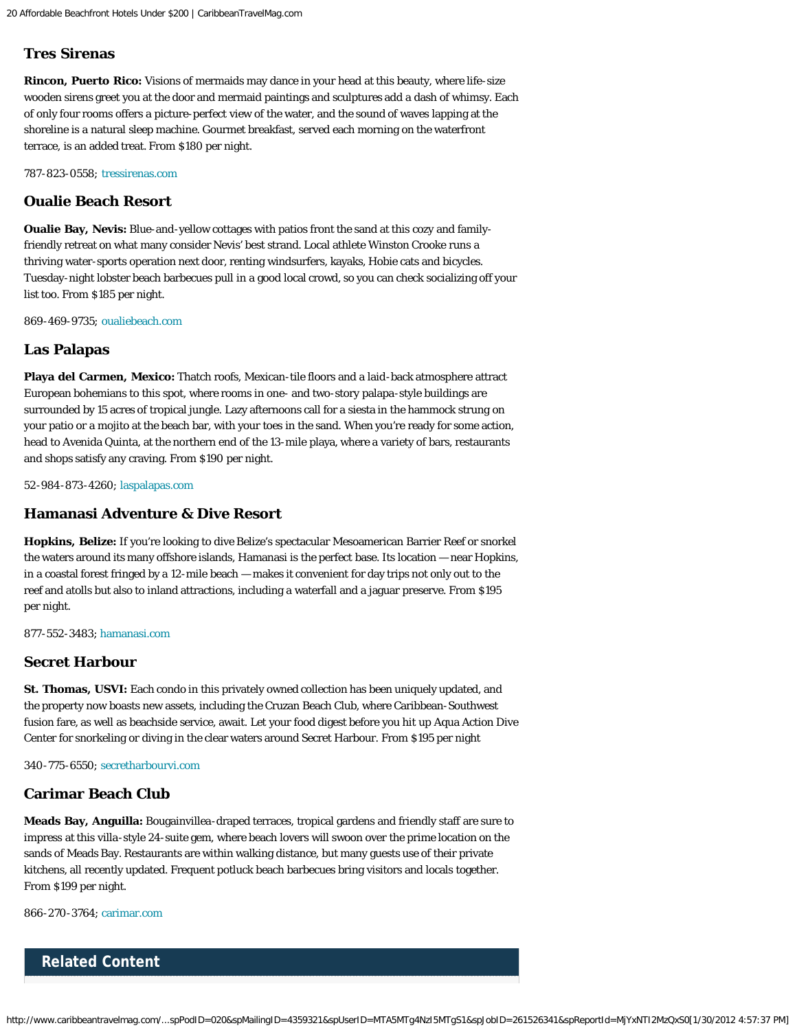### Tres Sirenas

**Rincon, Puerto Rico:** Visions of mermaids may dance in your head at this beauty, where life-size wooden sirens greet you at the door and mermaid paintings and sculptures add a dash of whimsy. Each of only four rooms offers a picture-perfect view of the water, and the sound of waves lapping at the shoreline is a natural sleep machine. Gourmet breakfast, served each morning on the waterfront terrace, is an added treat. From $180 per night.

787-823-0558; tressirenas.com

### Oualie Beach Resort

**Oualie Bay, Nevis:** Blue-and-yellow cottages with patios front the sand at this cozy and family-friendly retreat on what many consider Nevis' best strand. Local athlete Winston Crooke runs a thriving water-sports operation next door, renting windsurfers, kayaks, Hobie cats and bicycles. Tuesday-night lobster beach barbecues pull in a good local crowd, so you can check socializing off your list too. From $185 per night.

869-469-9735; oualiebeach.com

### Las Palapas

**Playa del Carmen, Mexico:** Thatch roofs, Mexican-tile floors and a laid-back atmosphere attract European bohemians to this spot, where rooms in one- and two-story palapa-style buildings are surrounded by 15 acres of tropical jungle. Lazy afternoons call for a siesta in the hammock strung on your patio or a mojito at the beach bar, with your toes in the sand. When you're ready for some action, head to Avenida Quinta, at the northern end of the 13-mile playa, where a variety of bars, restaurants and shops satisfy any craving. From $190 per night.

52-984-873-4260; laspalapas.com

### Hamanasi Adventure & Dive Resort

**Hopkins, Belize:** If you're looking to dive Belize's spectacular Mesoamerican Barrier Reef or snorkel the waters around its many offshore islands, Hamanasi is the perfect base. Its location — near Hopkins, in a coastal forest fringed by a 12-mile beach — makes it convenient for day trips not only out to the reef and atolls but also to inland attractions, including a waterfall and a jaguar preserve. From $195 per night.

877-552-3483; hamanasi.com

### Secret Harbour

**St. Thomas, USVI:** Each condo in this privately owned collection has been uniquely updated, and the property now boasts new assets, including the Cruzan Beach Club, where Caribbean-Southwest fusion fare, as well as beachside service, await. Let your food digest before you hit up Aqua Action Dive Center for snorkeling or diving in the clear waters around Secret Harbour. From $195 per night

340-775-6550; secretharbourvi.com

### Carimar Beach Club

**Meads Bay, Anguilla:** Bougainvillea-draped terraces, tropical gardens and friendly staff are sure to impress at this villa-style 24-suite gem, where beach lovers will swoon over the prime location on the sands of Meads Bay. Restaurants are within walking distance, but many guests use of their private kitchens, all recently updated. Frequent potluck beach barbecues bring visitors and locals together. From $199 per night.

866-270-3764; carimar.com

## Related Content